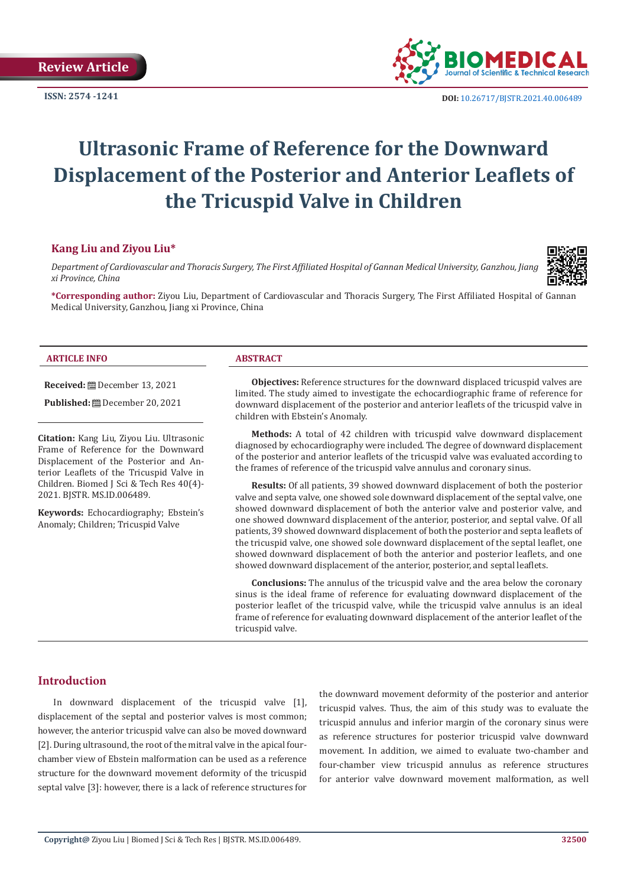Review Article

ISSN: 2574 -1241

DOI: 10.26717/BJSTR.2021.40.006489

# Ultrasonic Frame of Reference for the Downward Displacement of the Posterior and Anterior Leaflets of the Tricuspid Valve in Children

**Kang Liu and Ziyou Liu***

*Department of Cardiovascular and Thoracis Surgery, The First Affiliated Hospital of Gannan Medical University, Ganzhou, Jiang xi Province, China*

***Corresponding author:** Ziyou Liu, Department of Cardiovascular and Thoracis Surgery, The First Affiliated Hospital of Gannan Medical University, Ganzhou, Jiang xi Province, China

## ARTICLE INFO

**Received:** December 13, 2021

**Published:** December 20, 2021

**Citation:** Kang Liu, Ziyou Liu. Ultrasonic Frame of Reference for the Downward Displacement of the Posterior and Anterior Leaflets of the Tricuspid Valve in Children. Biomed J Sci & Tech Res 40(4)-2021. BJSTR. MS.ID.006489.

**Keywords:** Echocardiography; Ebstein's Anomaly; Children; Tricuspid Valve

## ABSTRACT

**Objectives:** Reference structures for the downward displaced tricuspid valves are limited. The study aimed to investigate the echocardiographic frame of reference for downward displacement of the posterior and anterior leaflets of the tricuspid valve in children with Ebstein's Anomaly.

**Methods:** A total of 42 children with tricuspid valve downward displacement diagnosed by echocardiography were included. The degree of downward displacement of the posterior and anterior leaflets of the tricuspid valve was evaluated according to the frames of reference of the tricuspid valve annulus and coronary sinus.

**Results:** Of all patients, 39 showed downward displacement of both the posterior valve and septa valve, one showed sole downward displacement of the septal valve, one showed downward displacement of both the anterior valve and posterior valve, and one showed downward displacement of the anterior, posterior, and septal valve. Of all patients, 39 showed downward displacement of both the posterior and septa leaflets of the tricuspid valve, one showed sole downward displacement of the septal leaflet, one showed downward displacement of both the anterior and posterior leaflets, and one showed downward displacement of the anterior, posterior, and septal leaflets.

**Conclusions:** The annulus of the tricuspid valve and the area below the coronary sinus is the ideal frame of reference for evaluating downward displacement of the posterior leaflet of the tricuspid valve, while the tricuspid valve annulus is an ideal frame of reference for evaluating downward displacement of the anterior leaflet of the tricuspid valve.

## Introduction

In downward displacement of the tricuspid valve [1], displacement of the septal and posterior valves is most common; however, the anterior tricuspid valve can also be moved downward [2]. During ultrasound, the root of the mitral valve in the apical four-chamber view of Ebstein malformation can be used as a reference structure for the downward movement deformity of the tricuspid septal valve [3]: however, there is a lack of reference structures for the downward movement deformity of the posterior and anterior tricuspid valves. Thus, the aim of this study was to evaluate the tricuspid annulus and inferior margin of the coronary sinus were as reference structures for posterior tricuspid valve downward movement. In addition, we aimed to evaluate two-chamber and four-chamber view tricuspid annulus as reference structures for anterior valve downward movement malformation, as well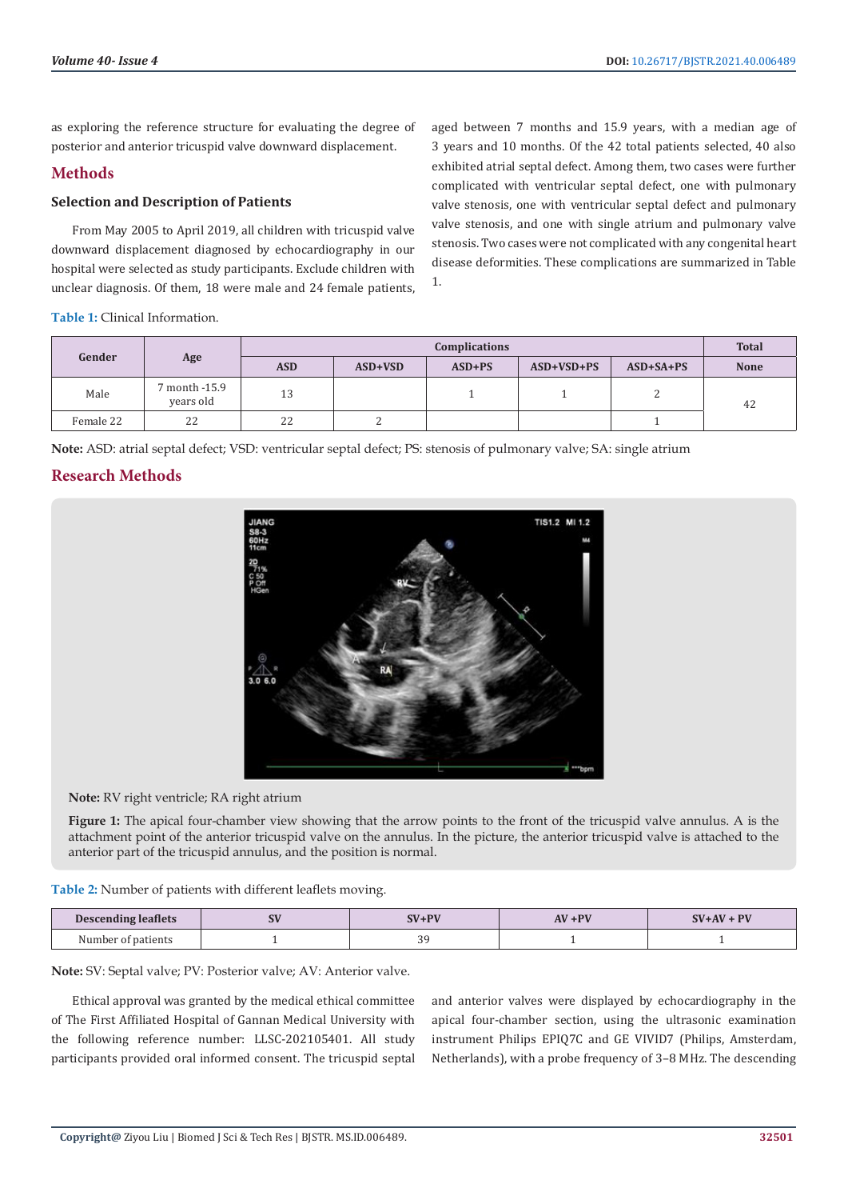as exploring the reference structure for evaluating the degree of posterior and anterior tricuspid valve downward displacement.

## Methods

### Selection and Description of Patients

From May 2005 to April 2019, all children with tricuspid valve downward displacement diagnosed by echocardiography in our hospital were selected as study participants. Exclude children with unclear diagnosis. Of them, 18 were male and 24 female patients, aged between 7 months and 15.9 years, with a median age of 3 years and 10 months. Of the 42 total patients selected, 40 also exhibited atrial septal defect. Among them, two cases were further complicated with ventricular septal defect, one with pulmonary valve stenosis, one with ventricular septal defect and pulmonary valve stenosis, and one with single atrium and pulmonary valve stenosis. Two cases were not complicated with any congenital heart disease deformities. These complications are summarized in Table 1.

**Table 1:** Clinical Information.

| Gender | Age | Complications | | | | | Total |
|---|---|---|---|---|---|---|---|
| | | ASD | ASD+VSD | ASD+PS | ASD+VSD+PS | ASD+SA+PS | None |
| Male | 7 month -15.9 years old | 13 | | 1 | 1 | 2 | 42 |
| Female 22 | 22 | 22 | 2 | | | 1 | |

**Note:** ASD: atrial septal defect; VSD: ventricular septal defect; PS: stenosis of pulmonary valve; SA: single atrium

## Research Methods

**Note:** RV right ventricle; RA right atrium

**Figure 1:** The apical four-chamber view showing that the arrow points to the front of the tricuspid valve annulus. A is the attachment point of the anterior tricuspid valve on the annulus. In the picture, the anterior tricuspid valve is attached to the anterior part of the tricuspid annulus, and the position is normal.

**Table 2:** Number of patients with different leaflets moving.

| Descending leaflets | SV | SV+PV | AV +PV | SV+AV + PV |
|---|---|---|---|---|
| Number of patients | 1 | 39 | 1 | 1 |

**Note:** SV: Septal valve; PV: Posterior valve; AV: Anterior valve.

Ethical approval was granted by the medical ethical committee of The First Affiliated Hospital of Gannan Medical University with the following reference number: LLSC-202105401. All study participants provided oral informed consent. The tricuspid septal and anterior valves were displayed by echocardiography in the apical four-chamber section, using the ultrasonic examination instrument Philips EPIQ7C and GE VIVID7 (Philips, Amsterdam, Netherlands), with a probe frequency of 3–8 MHz. The descending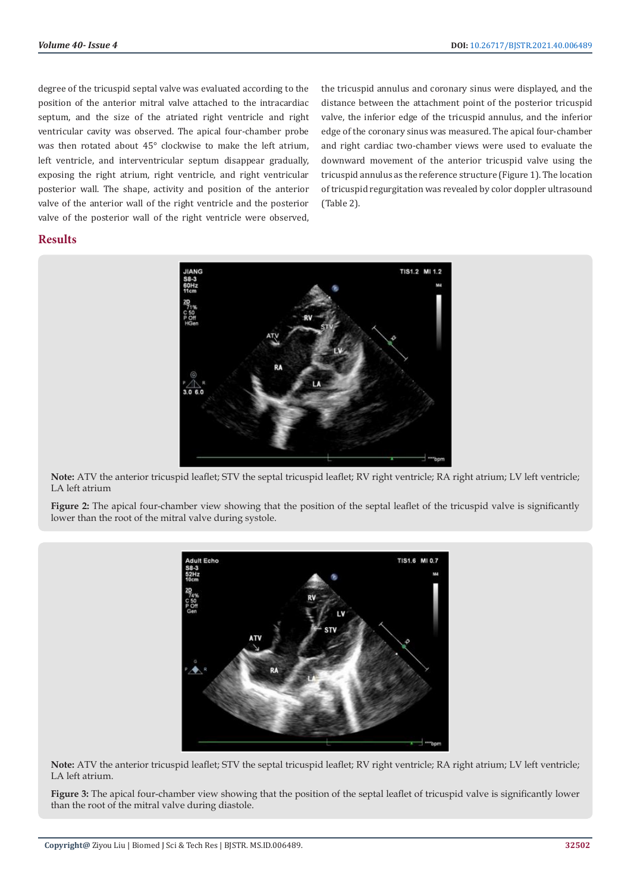degree of the tricuspid septal valve was evaluated according to the position of the anterior mitral valve attached to the intracardiac septum, and the size of the atriated right ventricle and right ventricular cavity was observed. The apical four-chamber probe was then rotated about 45° clockwise to make the left atrium, left ventricle, and interventricular septum disappear gradually, exposing the right atrium, right ventricle, and right ventricular posterior wall. The shape, activity and position of the anterior valve of the anterior wall of the right ventricle and the posterior valve of the posterior wall of the right ventricle were observed, the tricuspid annulus and coronary sinus were displayed, and the distance between the attachment point of the posterior tricuspid valve, the inferior edge of the tricuspid annulus, and the inferior edge of the coronary sinus was measured. The apical four-chamber and right cardiac two-chamber views were used to evaluate the downward movement of the anterior tricuspid valve using the tricuspid annulus as the reference structure (Figure 1). The location of tricuspid regurgitation was revealed by color doppler ultrasound (Table 2).

## Results

**Note:** ATV the anterior tricuspid leaflet; STV the septal tricuspid leaflet; RV right ventricle; RA right atrium; LV left ventricle; LA left atrium

**Figure 2:** The apical four-chamber view showing that the position of the septal leaflet of the tricuspid valve is significantly lower than the root of the mitral valve during systole.

**Note:** ATV the anterior tricuspid leaflet; STV the septal tricuspid leaflet; RV right ventricle; RA right atrium; LV left ventricle; LA left atrium.

**Figure 3:** The apical four-chamber view showing that the position of the septal leaflet of tricuspid valve is significantly lower than the root of the mitral valve during diastole.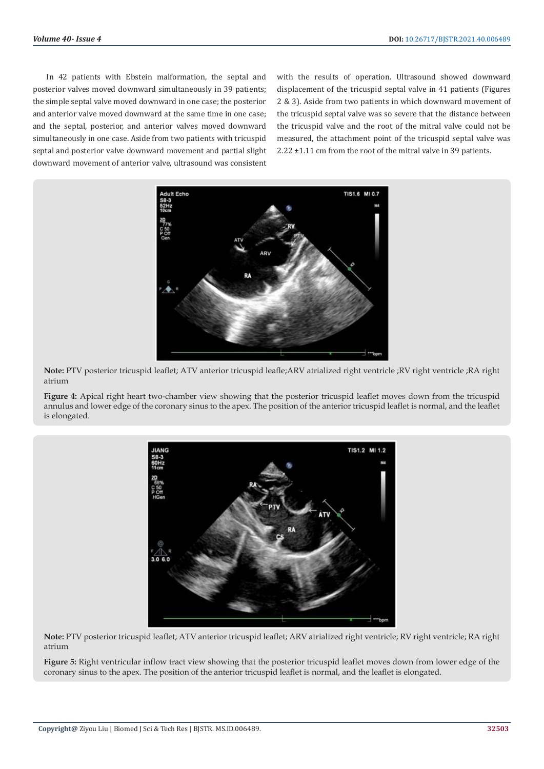In 42 patients with Ebstein malformation, the septal and posterior valves moved downward simultaneously in 39 patients; the simple septal valve moved downward in one case; the posterior and anterior valve moved downward at the same time in one case; and the septal, posterior, and anterior valves moved downward simultaneously in one case. Aside from two patients with tricuspid septal and posterior valve downward movement and partial slight downward movement of anterior valve, ultrasound was consistent with the results of operation. Ultrasound showed downward displacement of the tricuspid septal valve in 41 patients (Figures 2 & 3). Aside from two patients in which downward movement of the tricuspid septal valve was so severe that the distance between the tricuspid valve and the root of the mitral valve could not be measured, the attachment point of the tricuspid septal valve was 2.22 ±1.11 cm from the root of the mitral valve in 39 patients.

**Note:** PTV posterior tricuspid leaflet; ATV anterior tricuspid leafle;ARV atrialized right ventricle ;RV right ventricle ;RA right atrium

**Figure 4:** Apical right heart two-chamber view showing that the posterior tricuspid leaflet moves down from the tricuspid annulus and lower edge of the coronary sinus to the apex. The position of the anterior tricuspid leaflet is normal, and the leaflet is elongated.

**Note:** PTV posterior tricuspid leaflet; ATV anterior tricuspid leaflet; ARV atrialized right ventricle; RV right ventricle; RA right atrium

**Figure 5:** Right ventricular inflow tract view showing that the posterior tricuspid leaflet moves down from lower edge of the coronary sinus to the apex. The position of the anterior tricuspid leaflet is normal, and the leaflet is elongated.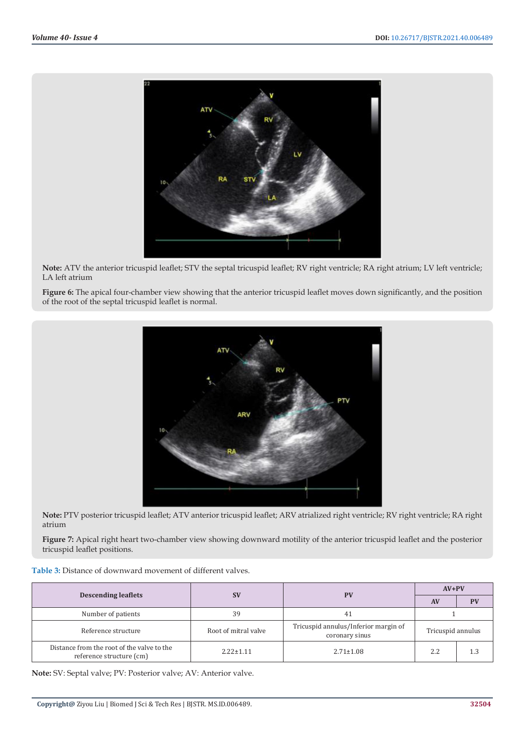Note: ATV the anterior tricuspid leaflet; STV the septal tricuspid leaflet; RV right ventricle; RA right atrium; LV left ventricle; LA left atrium

**Figure 6:** The apical four-chamber view showing that the anterior tricuspid leaflet moves down significantly, and the position of the root of the septal tricuspid leaflet is normal.

**Note:** PTV posterior tricuspid leaflet; ATV anterior tricuspid leaflet; ARV atrialized right ventricle; RV right ventricle; RA right atrium

**Figure 7:** Apical right heart two-chamber view showing downward motility of the anterior tricuspid leaflet and the posterior tricuspid leaflet positions.

**Table 3:** Distance of downward movement of different valves.

| Descending leaflets | SV | PV | AV+PV | |
|---|---|---|---|---|
| | | | AV | PV |
| Number of patients | 39 | 41 | 1 | |
| Reference structure | Root of mitral valve | Tricuspid annulus/Inferior margin of coronary sinus | Tricuspid annulus | |
| Distance from the root of the valve to the reference structure (cm) | 2.22±1.11 | 2.71±1.08 | 2.2 | 1.3 |

**Note:** SV: Septal valve; PV: Posterior valve; AV: Anterior valve.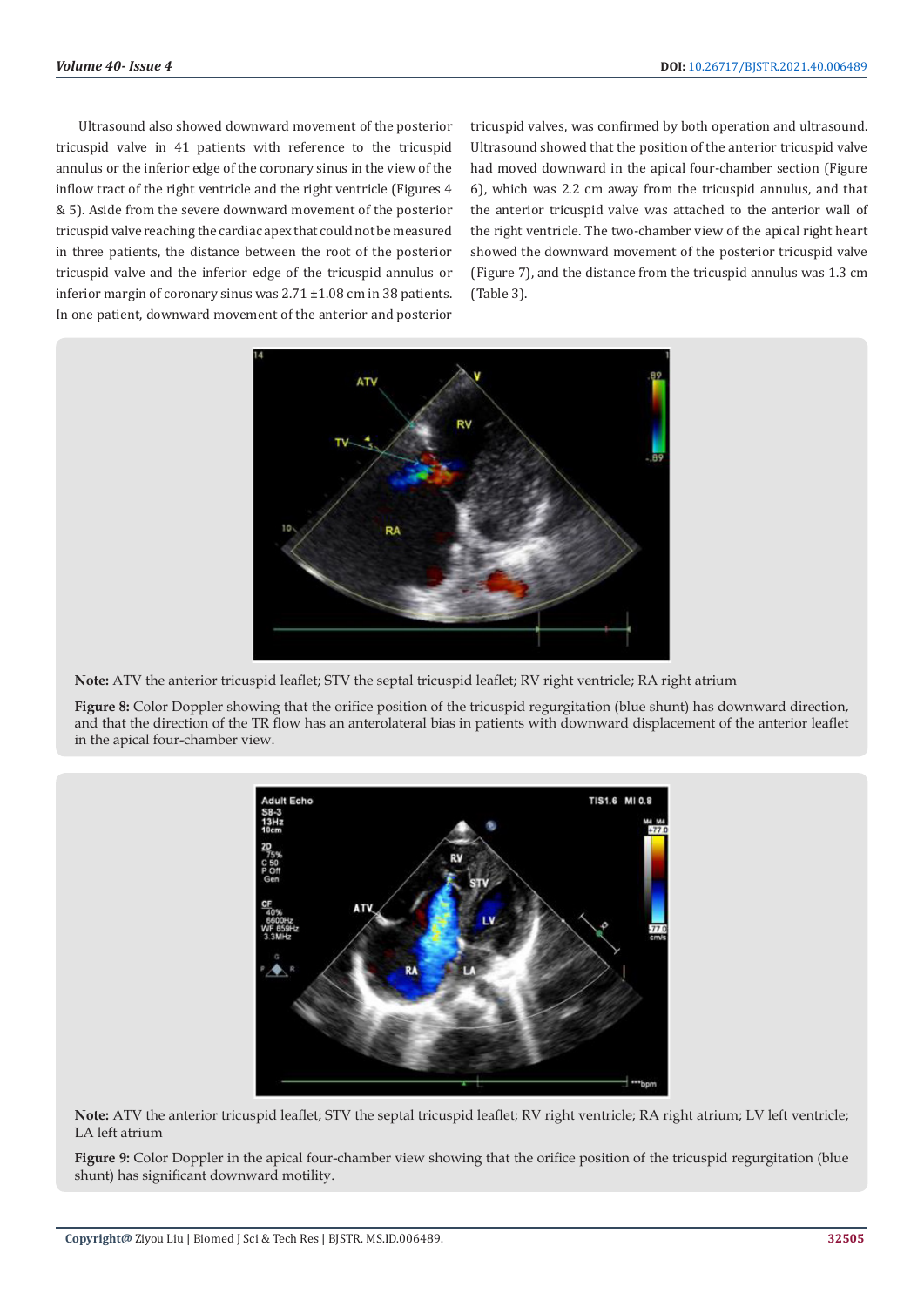Ultrasound also showed downward movement of the posterior tricuspid valve in 41 patients with reference to the tricuspid annulus or the inferior edge of the coronary sinus in the view of the inflow tract of the right ventricle and the right ventricle (Figures 4 & 5). Aside from the severe downward movement of the posterior tricuspid valve reaching the cardiac apex that could not be measured in three patients, the distance between the root of the posterior tricuspid valve and the inferior edge of the tricuspid annulus or inferior margin of coronary sinus was 2.71 ±1.08 cm in 38 patients. In one patient, downward movement of the anterior and posterior tricuspid valves, was confirmed by both operation and ultrasound. Ultrasound showed that the position of the anterior tricuspid valve had moved downward in the apical four-chamber section (Figure 6), which was 2.2 cm away from the tricuspid annulus, and that the anterior tricuspid valve was attached to the anterior wall of the right ventricle. The two-chamber view of the apical right heart showed the downward movement of the posterior tricuspid valve (Figure 7), and the distance from the tricuspid annulus was 1.3 cm (Table 3).

**Note:** ATV the anterior tricuspid leaflet; STV the septal tricuspid leaflet; RV right ventricle; RA right atrium

**Figure 8:** Color Doppler showing that the orifice position of the tricuspid regurgitation (blue shunt) has downward direction, and that the direction of the TR flow has an anterolateral bias in patients with downward displacement of the anterior leaflet in the apical four-chamber view.

**Note:** ATV the anterior tricuspid leaflet; STV the septal tricuspid leaflet; RV right ventricle; RA right atrium; LV left ventricle; LA left atrium

**Figure 9:** Color Doppler in the apical four-chamber view showing that the orifice position of the tricuspid regurgitation (blue shunt) has significant downward motility.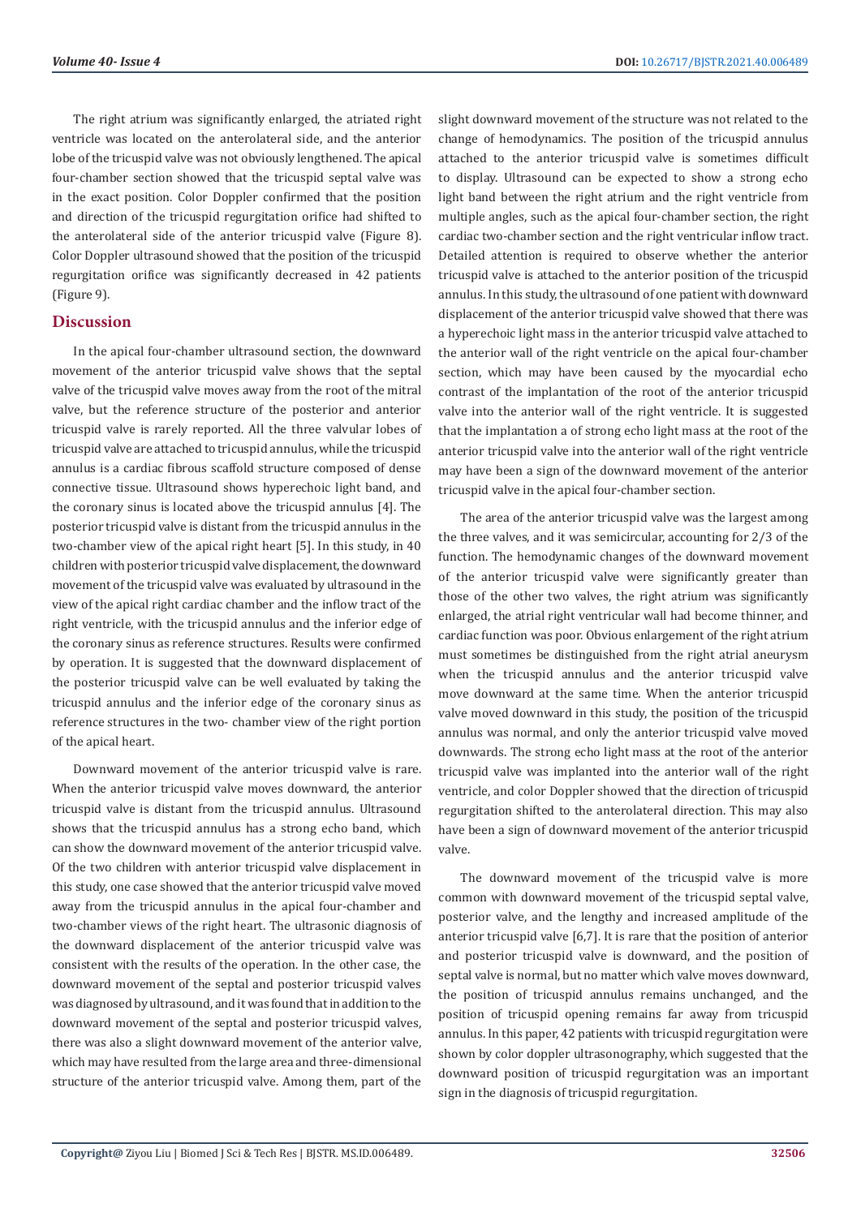The right atrium was significantly enlarged, the atriated right ventricle was located on the anterolateral side, and the anterior lobe of the tricuspid valve was not obviously lengthened. The apical four-chamber section showed that the tricuspid septal valve was in the exact position. Color Doppler confirmed that the position and direction of the tricuspid regurgitation orifice had shifted to the anterolateral side of the anterior tricuspid valve (Figure 8). Color Doppler ultrasound showed that the position of the tricuspid regurgitation orifice was significantly decreased in 42 patients (Figure 9).

## Discussion

In the apical four-chamber ultrasound section, the downward movement of the anterior tricuspid valve shows that the septal valve of the tricuspid valve moves away from the root of the mitral valve, but the reference structure of the posterior and anterior tricuspid valve is rarely reported. All the three valvular lobes of tricuspid valve are attached to tricuspid annulus, while the tricuspid annulus is a cardiac fibrous scaffold structure composed of dense connective tissue. Ultrasound shows hyperechoic light band, and the coronary sinus is located above the tricuspid annulus [4]. The posterior tricuspid valve is distant from the tricuspid annulus in the two-chamber view of the apical right heart [5]. In this study, in 40 children with posterior tricuspid valve displacement, the downward movement of the tricuspid valve was evaluated by ultrasound in the view of the apical right cardiac chamber and the inflow tract of the right ventricle, with the tricuspid annulus and the inferior edge of the coronary sinus as reference structures. Results were confirmed by operation. It is suggested that the downward displacement of the posterior tricuspid valve can be well evaluated by taking the tricuspid annulus and the inferior edge of the coronary sinus as reference structures in the two- chamber view of the right portion of the apical heart.

Downward movement of the anterior tricuspid valve is rare. When the anterior tricuspid valve moves downward, the anterior tricuspid valve is distant from the tricuspid annulus. Ultrasound shows that the tricuspid annulus has a strong echo band, which can show the downward movement of the anterior tricuspid valve. Of the two children with anterior tricuspid valve displacement in this study, one case showed that the anterior tricuspid valve moved away from the tricuspid annulus in the apical four-chamber and two-chamber views of the right heart. The ultrasonic diagnosis of the downward displacement of the anterior tricuspid valve was consistent with the results of the operation. In the other case, the downward movement of the septal and posterior tricuspid valves was diagnosed by ultrasound, and it was found that in addition to the downward movement of the septal and posterior tricuspid valves, there was also a slight downward movement of the anterior valve, which may have resulted from the large area and three-dimensional structure of the anterior tricuspid valve. Among them, part of the slight downward movement of the structure was not related to the change of hemodynamics. The position of the tricuspid annulus attached to the anterior tricuspid valve is sometimes difficult to display. Ultrasound can be expected to show a strong echo light band between the right atrium and the right ventricle from multiple angles, such as the apical four-chamber section, the right cardiac two-chamber section and the right ventricular inflow tract. Detailed attention is required to observe whether the anterior tricuspid valve is attached to the anterior position of the tricuspid annulus. In this study, the ultrasound of one patient with downward displacement of the anterior tricuspid valve showed that there was a hyperechoic light mass in the anterior tricuspid valve attached to the anterior wall of the right ventricle on the apical four-chamber section, which may have been caused by the myocardial echo contrast of the implantation of the root of the anterior tricuspid valve into the anterior wall of the right ventricle. It is suggested that the implantation a of strong echo light mass at the root of the anterior tricuspid valve into the anterior wall of the right ventricle may have been a sign of the downward movement of the anterior tricuspid valve in the apical four-chamber section.

The area of the anterior tricuspid valve was the largest among the three valves, and it was semicircular, accounting for 2/3 of the function. The hemodynamic changes of the downward movement of the anterior tricuspid valve were significantly greater than those of the other two valves, the right atrium was significantly enlarged, the atrial right ventricular wall had become thinner, and cardiac function was poor. Obvious enlargement of the right atrium must sometimes be distinguished from the right atrial aneurysm when the tricuspid annulus and the anterior tricuspid valve move downward at the same time. When the anterior tricuspid valve moved downward in this study, the position of the tricuspid annulus was normal, and only the anterior tricuspid valve moved downwards. The strong echo light mass at the root of the anterior tricuspid valve was implanted into the anterior wall of the right ventricle, and color Doppler showed that the direction of tricuspid regurgitation shifted to the anterolateral direction. This may also have been a sign of downward movement of the anterior tricuspid valve.

The downward movement of the tricuspid valve is more common with downward movement of the tricuspid septal valve, posterior valve, and the lengthy and increased amplitude of the anterior tricuspid valve [6,7]. It is rare that the position of anterior and posterior tricuspid valve is downward, and the position of septal valve is normal, but no matter which valve moves downward, the position of tricuspid annulus remains unchanged, and the position of tricuspid opening remains far away from tricuspid annulus. In this paper, 42 patients with tricuspid regurgitation were shown by color doppler ultrasonography, which suggested that the downward position of tricuspid regurgitation was an important sign in the diagnosis of tricuspid regurgitation.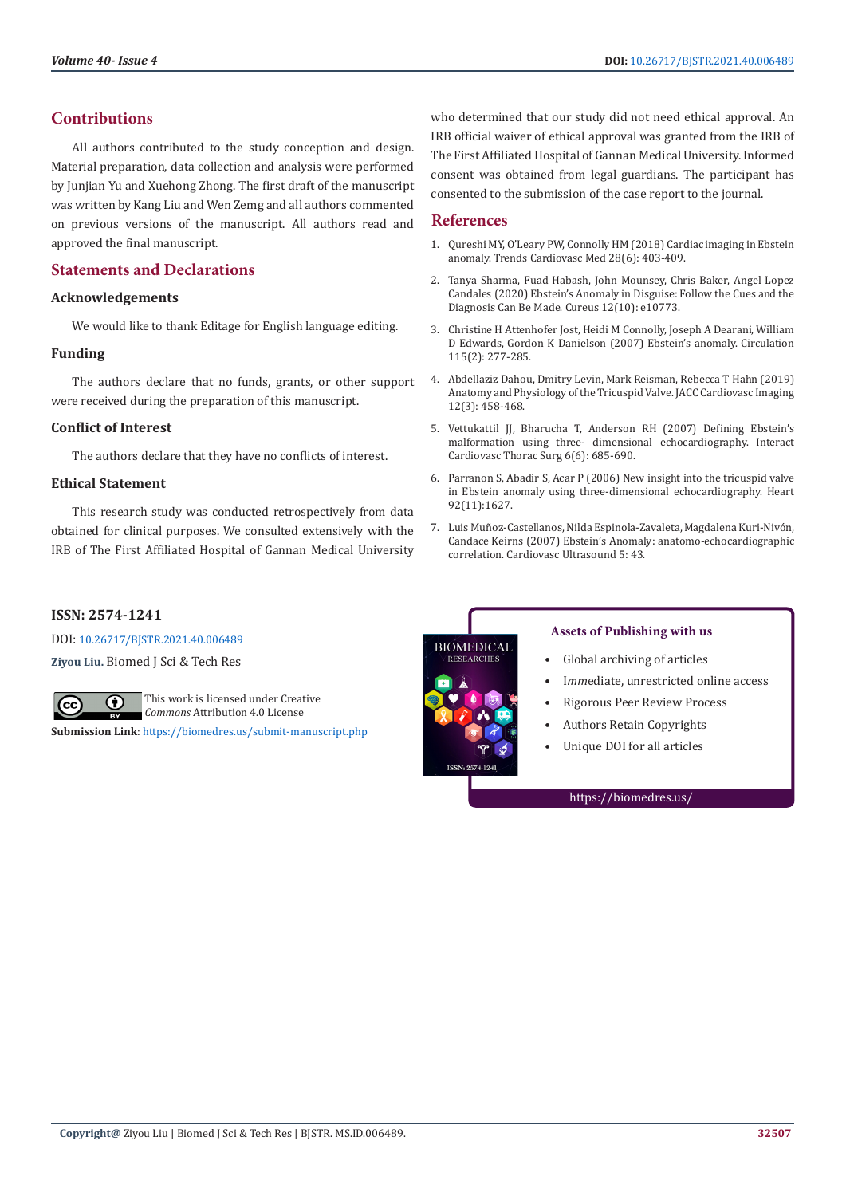## Contributions

All authors contributed to the study conception and design. Material preparation, data collection and analysis were performed by Junjian Yu and Xuehong Zhong. The first draft of the manuscript was written by Kang Liu and Wen Zemg and all authors commented on previous versions of the manuscript. All authors read and approved the final manuscript.

## Statements and Declarations

### Acknowledgements

We would like to thank Editage for English language editing.

### Funding

The authors declare that no funds, grants, or other support were received during the preparation of this manuscript.

### Conflict of Interest

The authors declare that they have no conflicts of interest.

### Ethical Statement

This research study was conducted retrospectively from data obtained for clinical purposes. We consulted extensively with the IRB of The First Affiliated Hospital of Gannan Medical University who determined that our study did not need ethical approval. An IRB official waiver of ethical approval was granted from the IRB of The First Affiliated Hospital of Gannan Medical University. Informed consent was obtained from legal guardians. The participant has consented to the submission of the case report to the journal.

## References

1. Qureshi MY, O'Leary PW, Connolly HM (2018) Cardiac imaging in Ebstein anomaly. Trends Cardiovasc Med 28(6): 403-409.
2. Tanya Sharma, Fuad Habash, John Mounsey, Chris Baker, Angel Lopez Candales (2020) Ebstein's Anomaly in Disguise: Follow the Cues and the Diagnosis Can Be Made. Cureus 12(10): e10773.
3. Christine H Attenhofer Jost, Heidi M Connolly, Joseph A Dearani, William D Edwards, Gordon K Danielson (2007) Ebstein's anomaly. Circulation 115(2): 277-285.
4. Abdellaziz Dahou, Dmitry Levin, Mark Reisman, Rebecca T Hahn (2019) Anatomy and Physiology of the Tricuspid Valve. JACC Cardiovasc Imaging 12(3): 458-468.
5. Vettukattil JJ, Bharucha T, Anderson RH (2007) Defining Ebstein's malformation using three- dimensional echocardiography. Interact Cardiovasc Thorac Surg 6(6): 685-690.
6. Parranon S, Abadir S, Acar P (2006) New insight into the tricuspid valve in Ebstein anomaly using three-dimensional echocardiography. Heart 92(11):1627.
7. Luis Muñoz-Castellanos, Nilda Espinola-Zavaleta, Magdalena Kuri-Nivón, Candace Keirns (2007) Ebstein's Anomaly: anatomo-echocardiographic correlation. Cardiovasc Ultrasound 5: 43.

**ISSN: 2574-1241**

DOI: 10.26717/BJSTR.2021.40.006489

**Ziyou Liu.** Biomed J Sci & Tech Res

This work is licensed under Creative *Commons* Attribution 4.0 License

**Submission Link**: https://biomedres.us/submit-manuscript.php

**Assets of Publishing with us**

- Global archiving of articles
- Immediate, unrestricted online access
- Rigorous Peer Review Process
- Authors Retain Copyrights
- Unique DOI for all articles

https://biomedres.us/